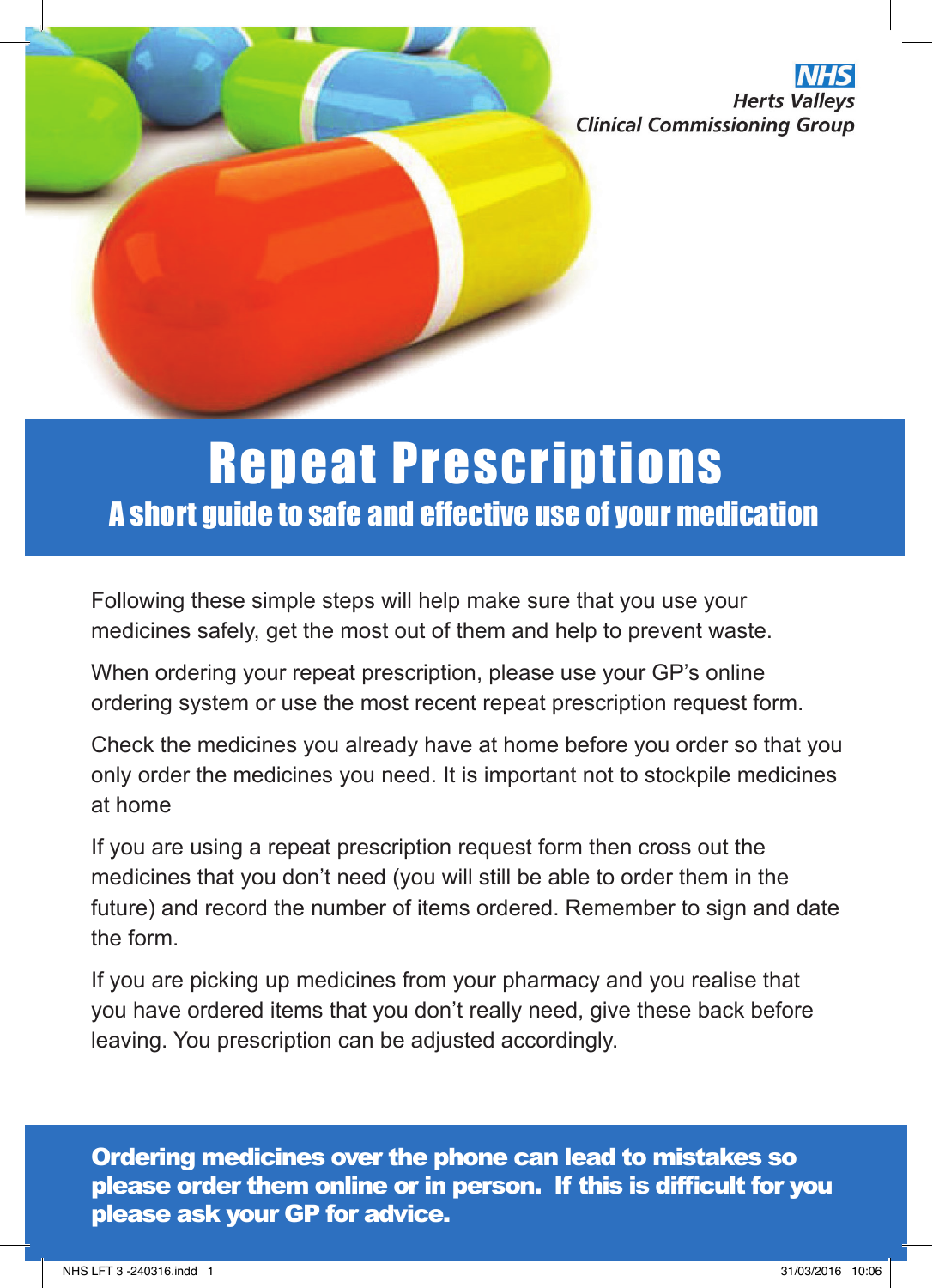NHS Herts Valleys Clinical Commissioning Group

# Repeat Prescriptions

## A short guide to safe and effective use of your medication

Following these simple steps will help make sure that you use your medicines safely, get the most out of them and help to prevent waste.

When ordering your repeat prescription, please use your GP's online ordering system or use the most recent repeat prescription request form.

Check the medicines you already have at home before you order so that you only order the medicines you need. It is important not to stockpile medicines at home

If you are using a repeat prescription request form then cross out the medicines that you don't need (you will still be able to order them in the future) and record the number of items ordered. Remember to sign and date the form.

If you are picking up medicines from your pharmacy and you realise that you have ordered items that you don't really need, give these back before leaving. You prescription can be adjusted accordingly.

**Ordering medicines over the phone can lead to mistakes so please order them online or in person. If this is difficult for you please ask your GP for advice.**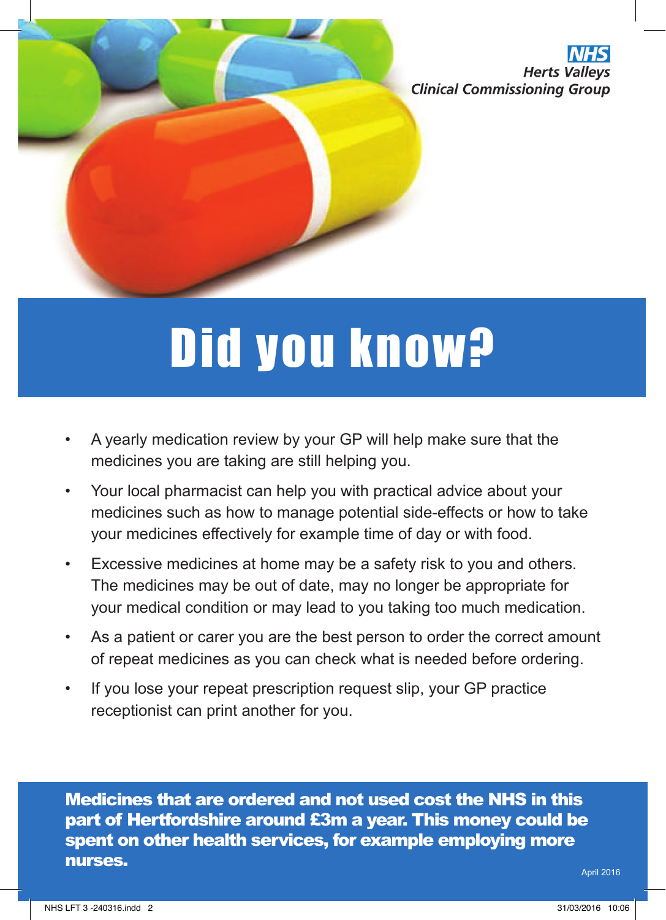NHS Herts Valleys Clinical Commissioning Group

# Did you know?

- A yearly medication review by your GP will help make sure that the medicines you are taking are still helping you.
- Your local pharmacist can help you with practical advice about your medicines such as how to manage potential side-effects or how to take your medicines effectively for example time of day or with food.
- Excessive medicines at home may be a safety risk to you and others. The medicines may be out of date, may no longer be appropriate for your medical condition or may lead to you taking too much medication.
- As a patient or carer you are the best person to order the correct amount of repeat medicines as you can check what is needed before ordering.
- If you lose your repeat prescription request slip, your GP practice receptionist can print another for you.

**Medicines that are ordered and not used cost the NHS in this part of Hertfordshire around £3m a year. This money could be spent on other health services, for example employing more nurses.**

April 2016